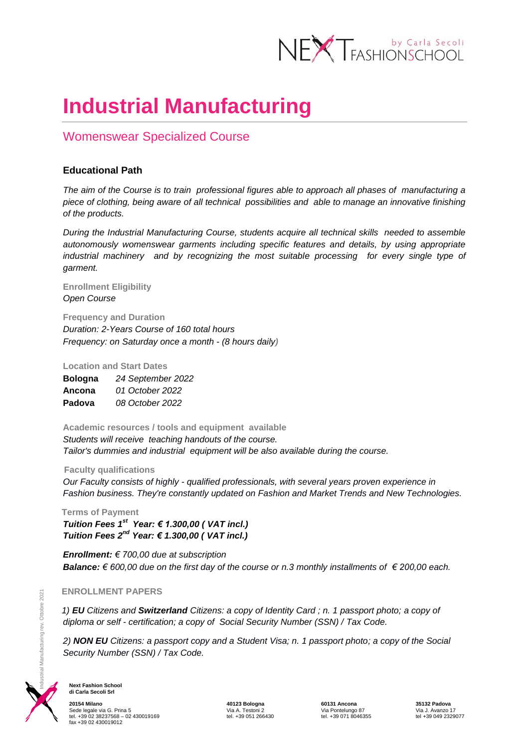# Industrial Manufacturing

## Womenswear Specialized Course

### Educational Path

*The aim of the Course is to train professional figures able to approach all phases of manufacturing a piece of clothing, being aware of all technical possibilities and able to manage an innovative finishing of the products.*

*During the Industrial Manufacturing Course, students acquire all technical skills needed to assemble autonomously womenswear garments including specific features and details, by using appropriate industrial machinery and by recognizing the most suitable processing for every single type of garment.*

**Enrollment Eligibility**
*Open Course*

**Frequency and Duration**
*Duration: 2-Years Course of 160 total hours*
*Frequency: on Saturday once a month - (8 hours daily)*

**Location and Start Dates**

| | |
|---|---|
| **Bologna** | *24 September 2022* |
| **Ancona** | *01 October 2022* |
| **Padova** | *08 October 2022* |

**Academic resources / tools and equipment available**
*Students will receive teaching handouts of the course.*
*Tailor's dummies and industrial equipment will be also available during the course.*

**Faculty qualifications**
*Our Faculty consists of highly - qualified professionals, with several years proven experience in Fashion business. They're constantly updated on Fashion and Market Trends and New Technologies.*

**Terms of Payment**
***Tuition Fees 1st Year: € 1.300,00 ( VAT incl.)***
***Tuition Fees 2nd Year: € 1.300,00 ( VAT incl.)***

***Enrollment:*** *€ 700,00 due at subscription*
***Balance:*** *€ 600,00 due on the first day of the course or n.3 monthly installments of € 200,00 each.*

**ENROLLMENT PAPERS**

*1) **EU** Citizens and **Switzerland** Citizens: a copy of Identity Card ; n. 1 passport photo; a copy of diploma or self - certification; a copy of Social Security Number (SSN) / Tax Code.*

*2) **NON EU** Citizens: a passport copy and a Student Visa; n. 1 passport photo; a copy of the Social Security Number (SSN) / Tax Code.*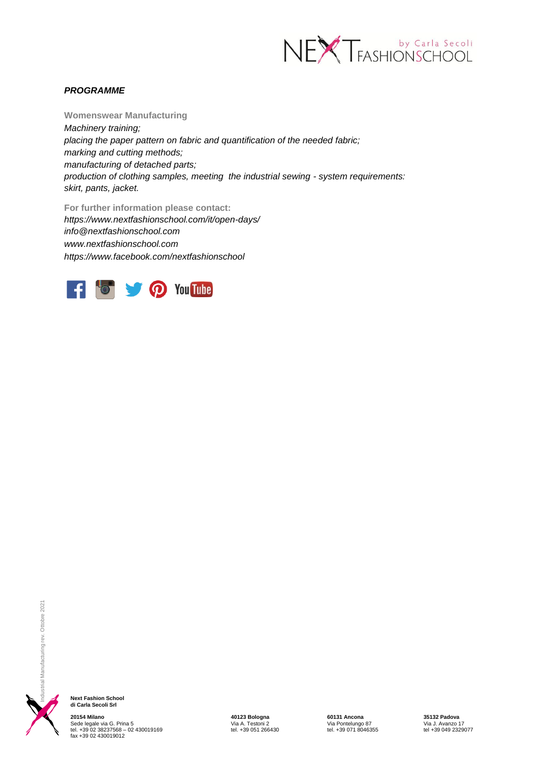***PROGRAMME***

**Womenswear Manufacturing**

*Machinery training;*
*placing the paper pattern on fabric and quantification of the needed fabric;*
*marking and cutting methods;*
*manufacturing of detached parts;*
*production of clothing samples, meeting the industrial sewing - system requirements: skirt, pants, jacket.*

**For further information please contact:**

*https://www.nextfashionschool.com/it/open-days/*
*info@nextfashionschool.com*
*www.nextfashionschool.com*
*https://www.facebook.com/nextfashionschool*

**Next Fashion School**
**di Carla Secoli Srl**

**20154 Milano**
Sede legale via G. Prina 5
tel. +39 02 38237568 – 02 430019169
fax +39 02 430019012

**40123 Bologna**
Via A. Testoni 2
tel. +39 051 266430

**60131 Ancona**
Via Pontelungo 87
tel. +39 071 8046355

**35132 Padova**
Via J. Avanzo 17
tel +39 049 2329077